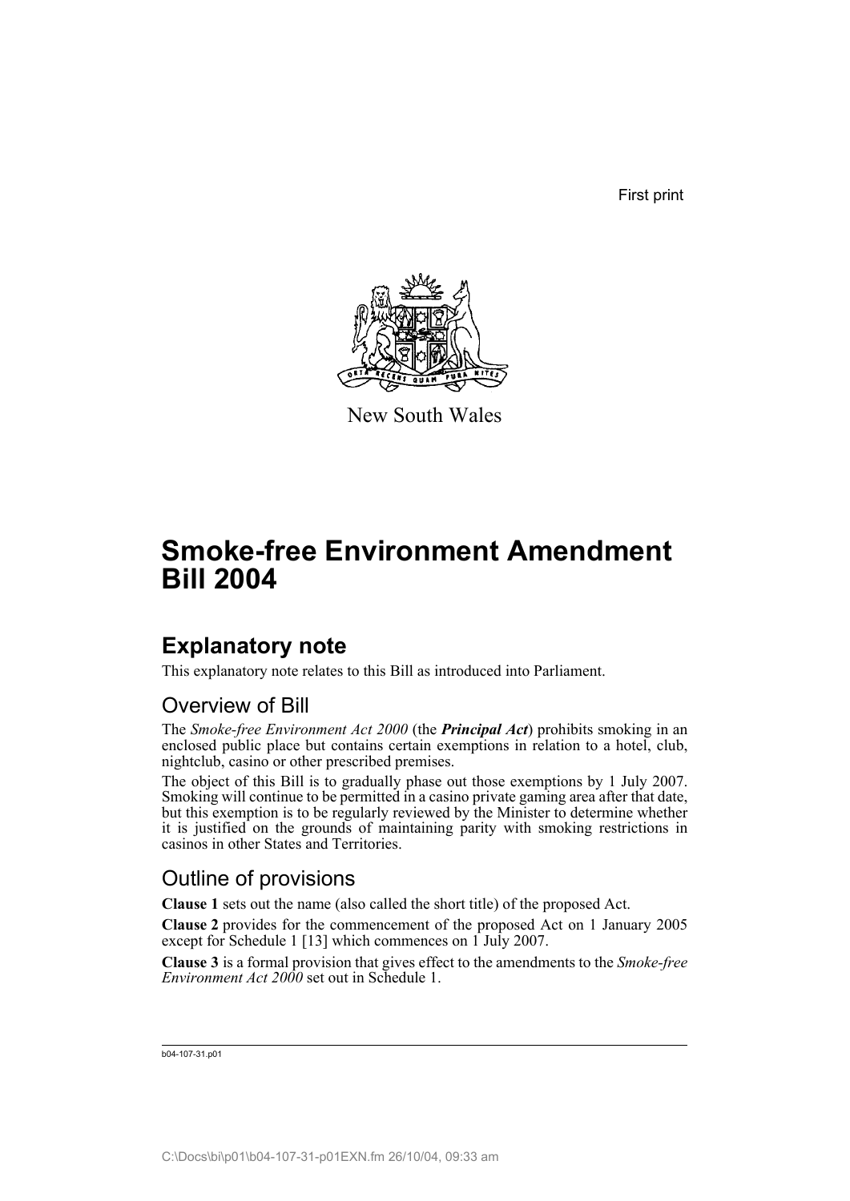First print

New South Wales

# Smoke-free Environment Amendment Bill 2004

## Explanatory note

This explanatory note relates to this Bill as introduced into Parliament.

### Overview of Bill

The *Smoke-free Environment Act 2000* (the ***Principal Act***) prohibits smoking in an enclosed public place but contains certain exemptions in relation to a hotel, club, nightclub, casino or other prescribed premises.

The object of this Bill is to gradually phase out those exemptions by 1 July 2007. Smoking will continue to be permitted in a casino private gaming area after that date, but this exemption is to be regularly reviewed by the Minister to determine whether it is justified on the grounds of maintaining parity with smoking restrictions in casinos in other States and Territories.

### Outline of provisions

**Clause 1** sets out the name (also called the short title) of the proposed Act.

**Clause 2** provides for the commencement of the proposed Act on 1 January 2005 except for Schedule 1 [13] which commences on 1 July 2007.

**Clause 3** is a formal provision that gives effect to the amendments to the *Smoke-free Environment Act 2000* set out in Schedule 1.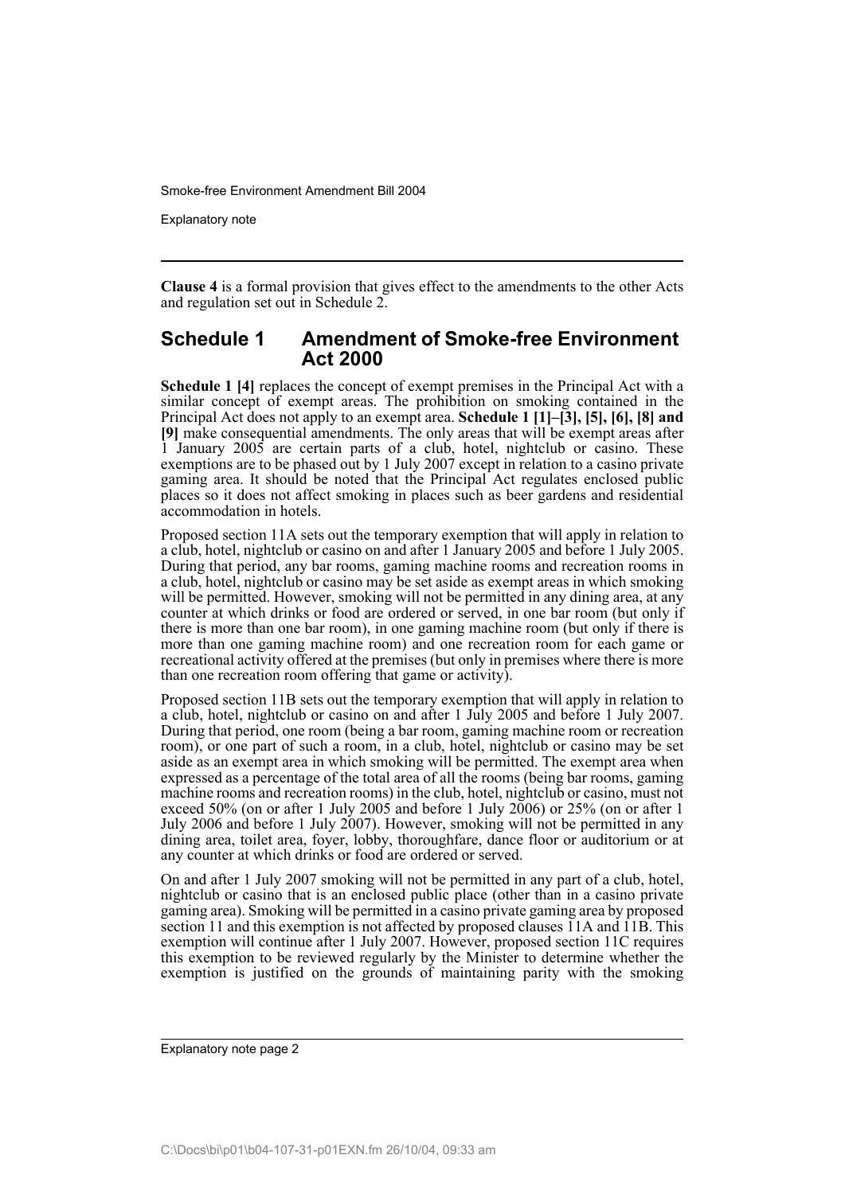**Clause 4** is a formal provision that gives effect to the amendments to the other Acts and regulation set out in Schedule 2.

## Schedule 1 Amendment of Smoke-free Environment Act 2000

**Schedule 1 [4]** replaces the concept of exempt premises in the Principal Act with a similar concept of exempt areas. The prohibition on smoking contained in the Principal Act does not apply to an exempt area. **Schedule 1 [1]–[3], [5], [6], [8] and [9]** make consequential amendments. The only areas that will be exempt areas after 1 January 2005 are certain parts of a club, hotel, nightclub or casino. These exemptions are to be phased out by 1 July 2007 except in relation to a casino private gaming area. It should be noted that the Principal Act regulates enclosed public places so it does not affect smoking in places such as beer gardens and residential accommodation in hotels.

Proposed section 11A sets out the temporary exemption that will apply in relation to a club, hotel, nightclub or casino on and after 1 January 2005 and before 1 July 2005. During that period, any bar rooms, gaming machine rooms and recreation rooms in a club, hotel, nightclub or casino may be set aside as exempt areas in which smoking will be permitted. However, smoking will not be permitted in any dining area, at any counter at which drinks or food are ordered or served, in one bar room (but only if there is more than one bar room), in one gaming machine room (but only if there is more than one gaming machine room) and one recreation room for each game or recreational activity offered at the premises (but only in premises where there is more than one recreation room offering that game or activity).

Proposed section 11B sets out the temporary exemption that will apply in relation to a club, hotel, nightclub or casino on and after 1 July 2005 and before 1 July 2007. During that period, one room (being a bar room, gaming machine room or recreation room), or one part of such a room, in a club, hotel, nightclub or casino may be set aside as an exempt area in which smoking will be permitted. The exempt area when expressed as a percentage of the total area of all the rooms (being bar rooms, gaming machine rooms and recreation rooms) in the club, hotel, nightclub or casino, must not exceed 50% (on or after 1 July 2005 and before 1 July 2006) or 25% (on or after 1 July 2006 and before 1 July 2007). However, smoking will not be permitted in any dining area, toilet area, foyer, lobby, thoroughfare, dance floor or auditorium or at any counter at which drinks or food are ordered or served.

On and after 1 July 2007 smoking will not be permitted in any part of a club, hotel, nightclub or casino that is an enclosed public place (other than in a casino private gaming area). Smoking will be permitted in a casino private gaming area by proposed section 11 and this exemption is not affected by proposed clauses 11A and 11B. This exemption will continue after 1 July 2007. However, proposed section 11C requires this exemption to be reviewed regularly by the Minister to determine whether the exemption is justified on the grounds of maintaining parity with the smoking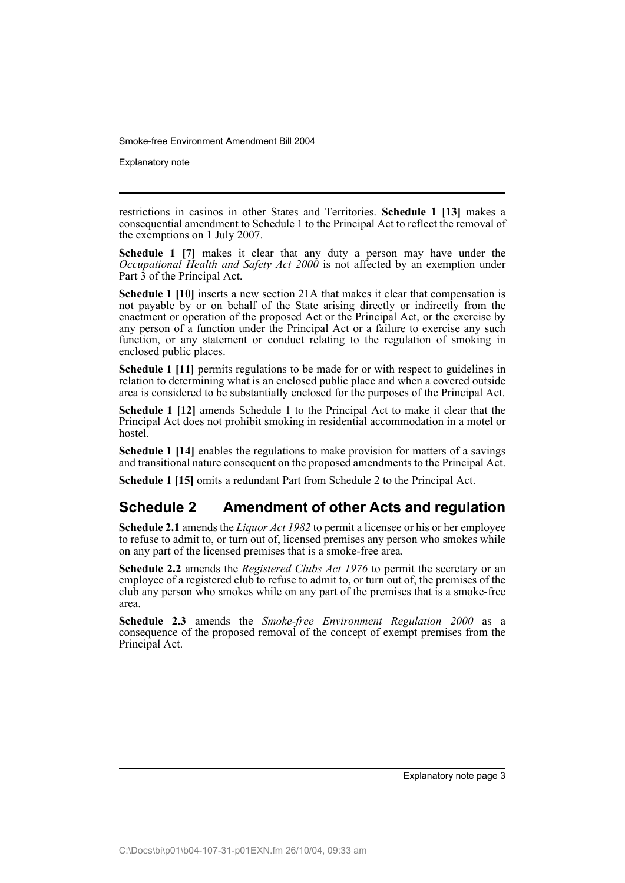restrictions in casinos in other States and Territories. **Schedule 1 [13]** makes a consequential amendment to Schedule 1 to the Principal Act to reflect the removal of the exemptions on 1 July 2007.

**Schedule 1 [7]** makes it clear that any duty a person may have under the *Occupational Health and Safety Act 2000* is not affected by an exemption under Part 3 of the Principal Act.

**Schedule 1 [10]** inserts a new section 21A that makes it clear that compensation is not payable by or on behalf of the State arising directly or indirectly from the enactment or operation of the proposed Act or the Principal Act, or the exercise by any person of a function under the Principal Act or a failure to exercise any such function, or any statement or conduct relating to the regulation of smoking in enclosed public places.

**Schedule 1 [11]** permits regulations to be made for or with respect to guidelines in relation to determining what is an enclosed public place and when a covered outside area is considered to be substantially enclosed for the purposes of the Principal Act.

**Schedule 1 [12]** amends Schedule 1 to the Principal Act to make it clear that the Principal Act does not prohibit smoking in residential accommodation in a motel or hostel.

**Schedule 1 [14]** enables the regulations to make provision for matters of a savings and transitional nature consequent on the proposed amendments to the Principal Act.

**Schedule 1 [15]** omits a redundant Part from Schedule 2 to the Principal Act.

## Schedule 2 Amendment of other Acts and regulation

**Schedule 2.1** amends the *Liquor Act 1982* to permit a licensee or his or her employee to refuse to admit to, or turn out of, licensed premises any person who smokes while on any part of the licensed premises that is a smoke-free area.

**Schedule 2.2** amends the *Registered Clubs Act 1976* to permit the secretary or an employee of a registered club to refuse to admit to, or turn out of, the premises of the club any person who smokes while on any part of the premises that is a smoke-free area.

**Schedule 2.3** amends the *Smoke-free Environment Regulation 2000* as a consequence of the proposed removal of the concept of exempt premises from the Principal Act.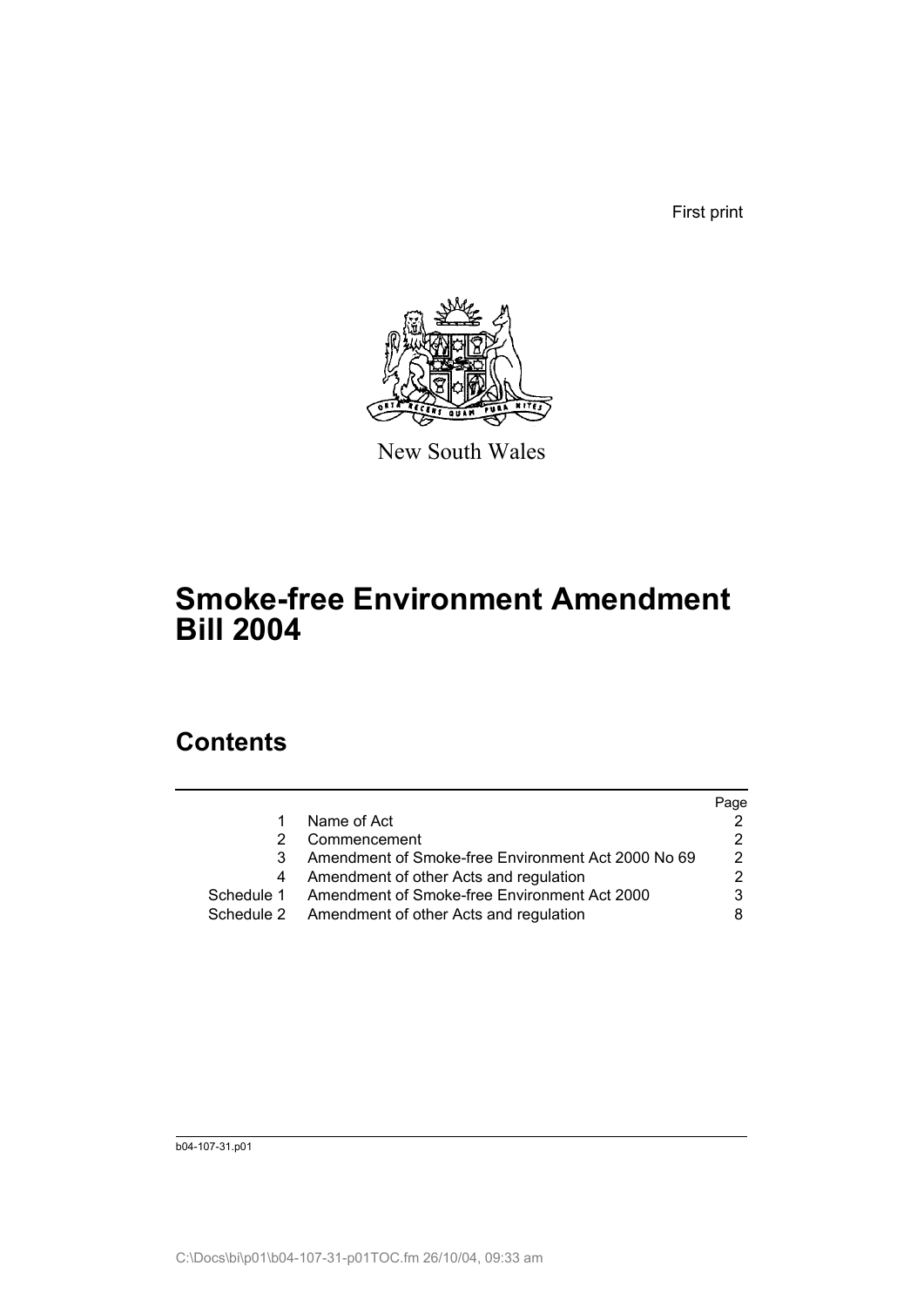First print

New South Wales

# Smoke-free Environment Amendment Bill 2004

## Contents

| | | Page |
|---|---|---|
| 1 | Name of Act | 2 |
| 2 | Commencement | 2 |
| 3 | Amendment of Smoke-free Environment Act 2000 No 69 | 2 |
| 4 | Amendment of other Acts and regulation | 2 |
| Schedule 1 | Amendment of Smoke-free Environment Act 2000 | 3 |
| Schedule 2 | Amendment of other Acts and regulation | 8 |

b04-107-31.p01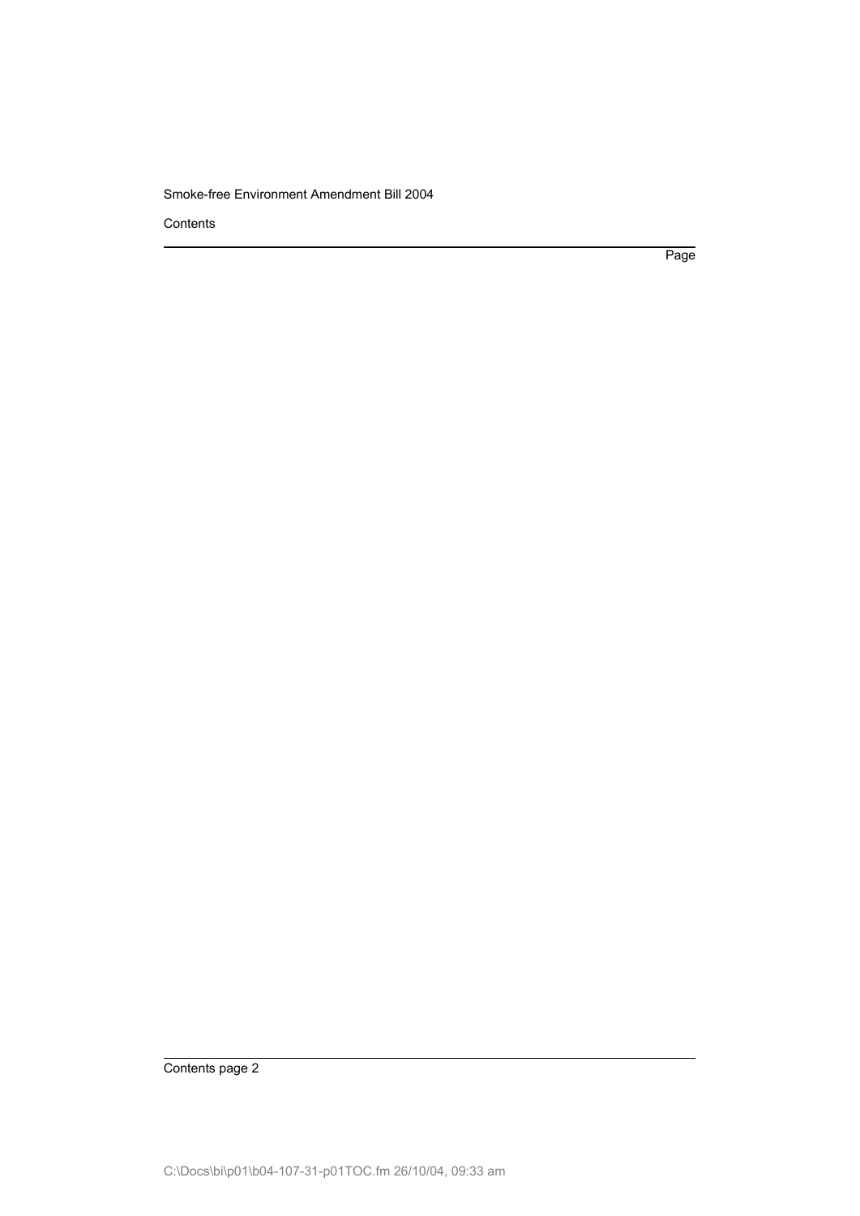Contents

Page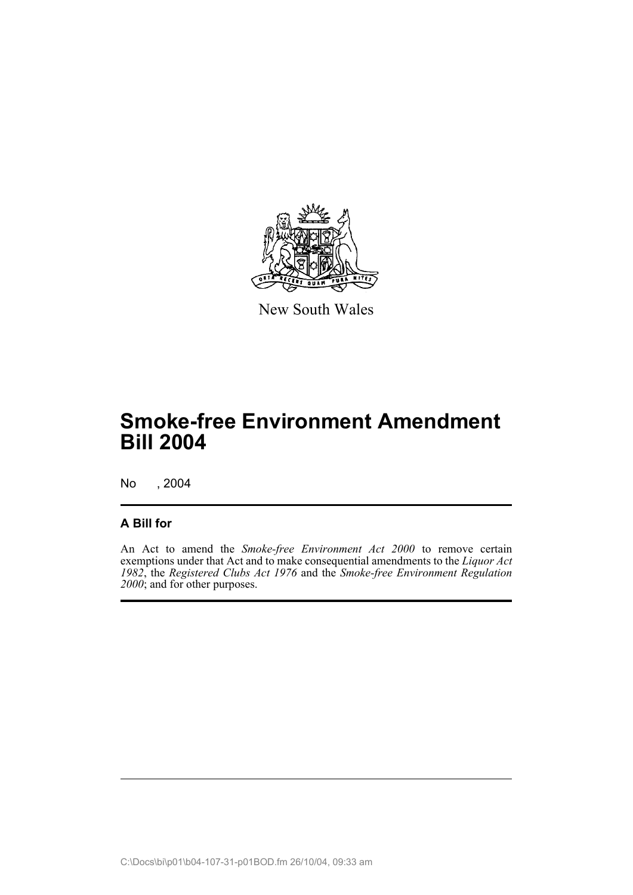New South Wales

# Smoke-free Environment Amendment Bill 2004

No , 2004

## A Bill for

An Act to amend the *Smoke-free Environment Act 2000* to remove certain exemptions under that Act and to make consequential amendments to the *Liquor Act 1982*, the *Registered Clubs Act 1976* and the *Smoke-free Environment Regulation 2000*; and for other purposes.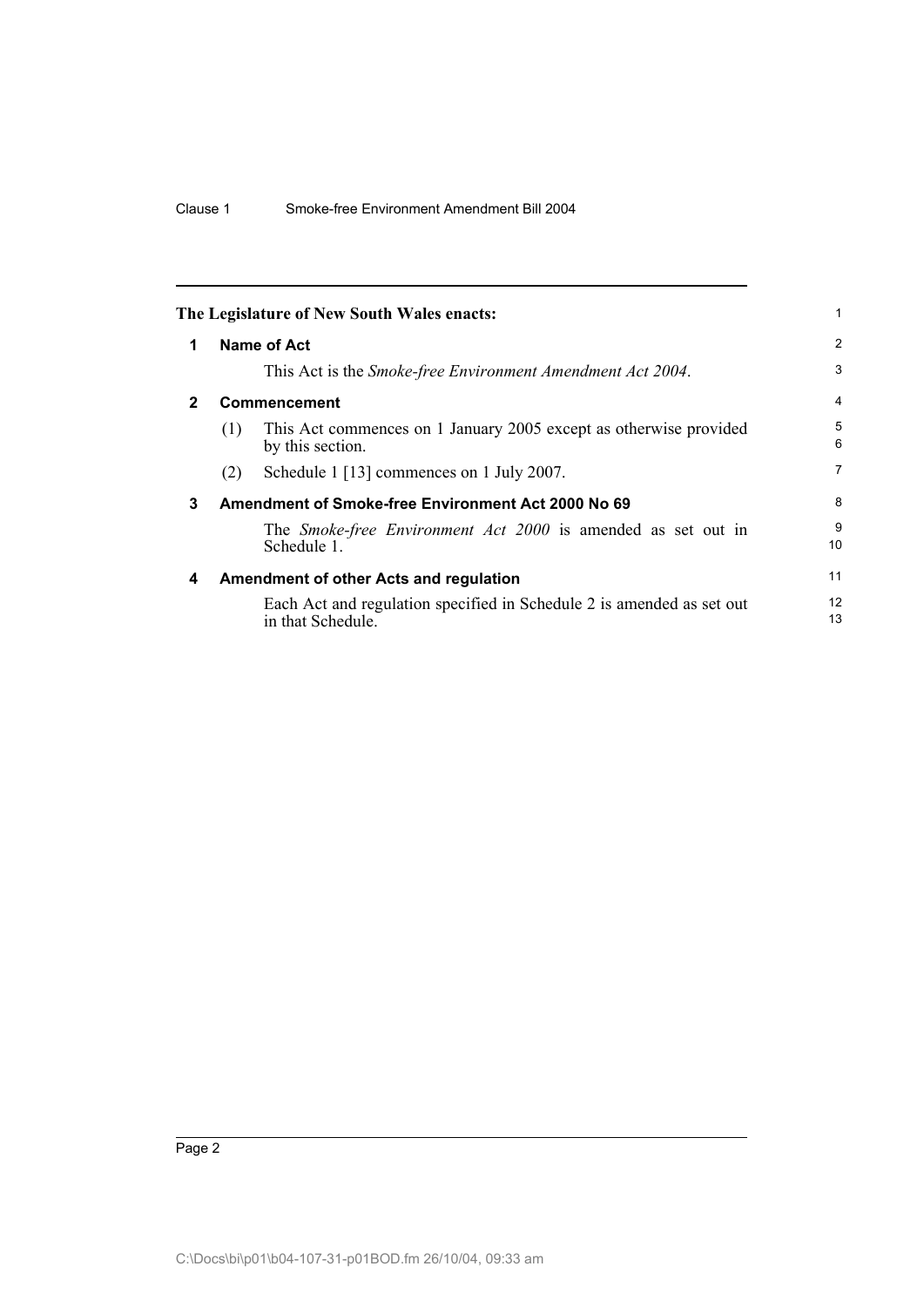The Legislature of New South Wales enacts:

## 1 Name of Act

This Act is the *Smoke-free Environment Amendment Act 2004*.

## 2 Commencement

(1) This Act commences on 1 January 2005 except as otherwise provided by this section.

(2) Schedule 1 [13] commences on 1 July 2007.

## 3 Amendment of Smoke-free Environment Act 2000 No 69

The *Smoke-free Environment Act 2000* is amended as set out in Schedule 1.

## 4 Amendment of other Acts and regulation

Each Act and regulation specified in Schedule 2 is amended as set out in that Schedule.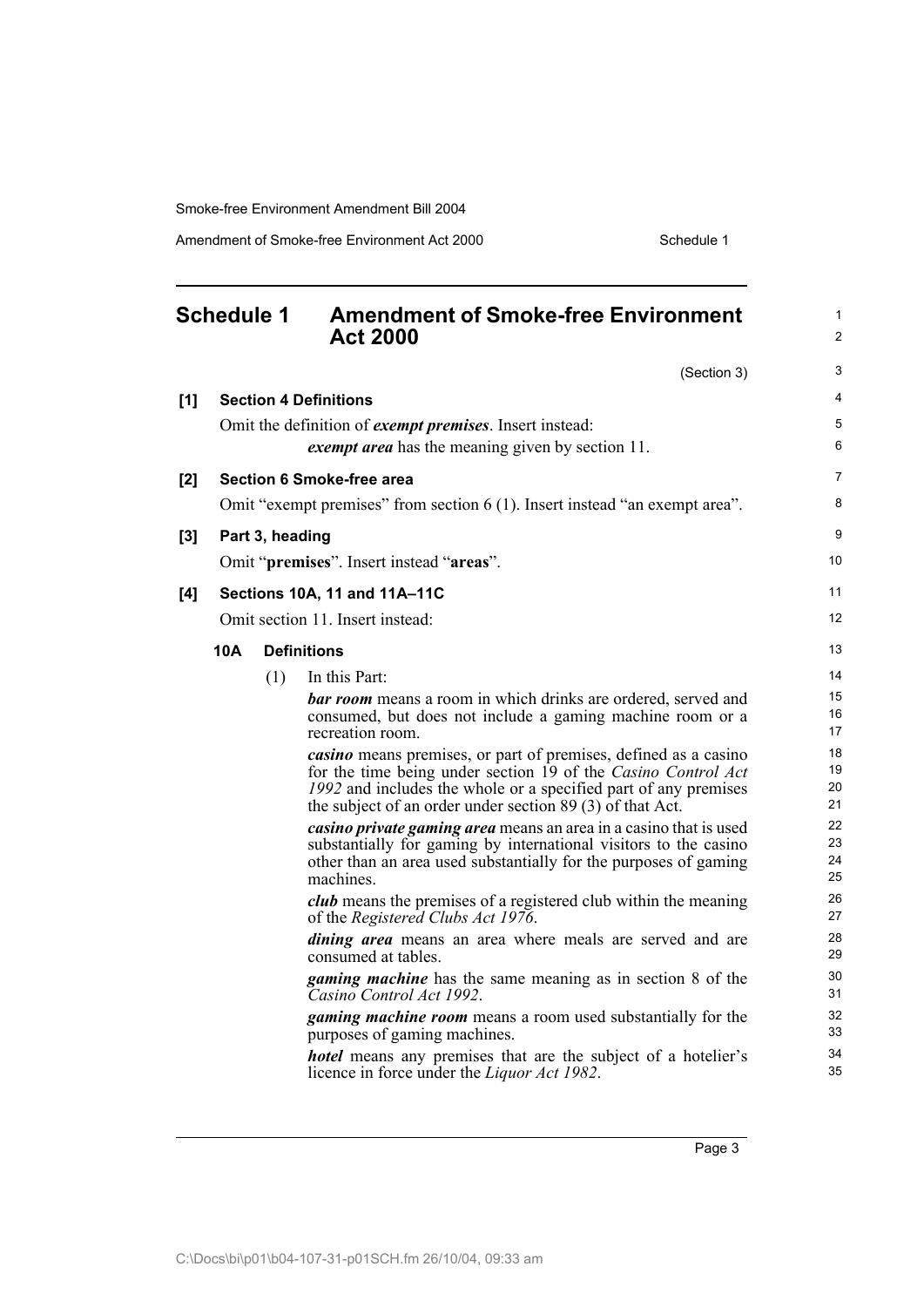# Schedule 1 Amendment of Smoke-free Environment Act 2000

(Section 3)

**[1] Section 4 Definitions**

Omit the definition of ***exempt premises***. Insert instead:

> ***exempt area*** has the meaning given by section 11.

**[2] Section 6 Smoke-free area**

Omit "exempt premises" from section 6 (1). Insert instead "an exempt area".

**[3] Part 3, heading**

Omit "**premises**". Insert instead "**areas**".

**[4] Sections 10A, 11 and 11A–11C**

Omit section 11. Insert instead:

**10A Definitions**

(1) In this Part:

***bar room*** means a room in which drinks are ordered, served and consumed, but does not include a gaming machine room or a recreation room.

***casino*** means premises, or part of premises, defined as a casino for the time being under section 19 of the *Casino Control Act 1992* and includes the whole or a specified part of any premises the subject of an order under section 89 (3) of that Act.

***casino private gaming area*** means an area in a casino that is used substantially for gaming by international visitors to the casino other than an area used substantially for the purposes of gaming machines.

***club*** means the premises of a registered club within the meaning of the *Registered Clubs Act 1976*.

***dining area*** means an area where meals are served and are consumed at tables.

***gaming machine*** has the same meaning as in section 8 of the *Casino Control Act 1992*.

***gaming machine room*** means a room used substantially for the purposes of gaming machines.

***hotel*** means any premises that are the subject of a hotelier's licence in force under the *Liquor Act 1982*.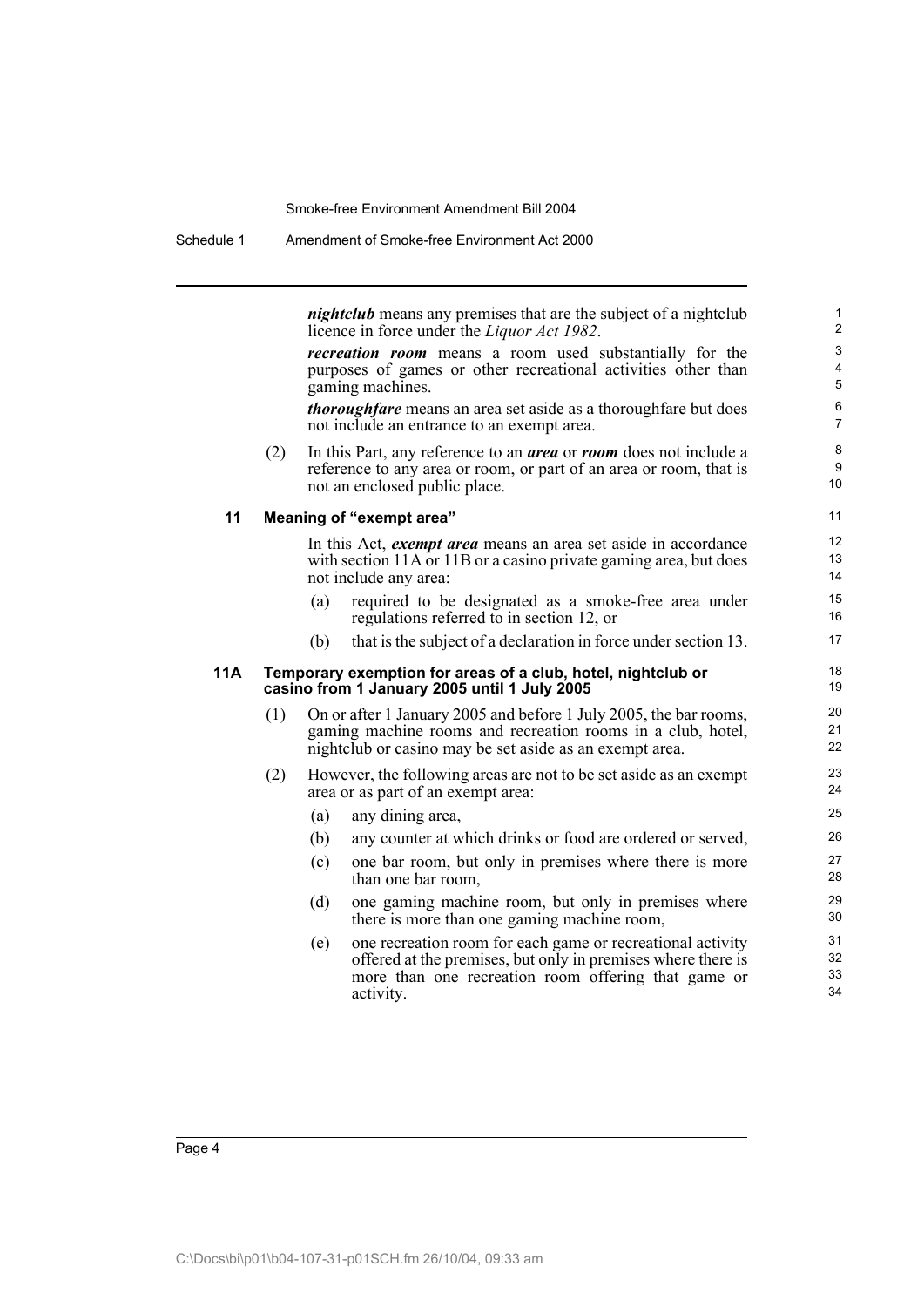***nightclub*** means any premises that are the subject of a nightclub licence in force under the *Liquor Act 1982*.

***recreation room*** means a room used substantially for the purposes of games or other recreational activities other than gaming machines.

***thoroughfare*** means an area set aside as a thoroughfare but does not include an entrance to an exempt area.

(2) In this Part, any reference to an ***area*** or ***room*** does not include a reference to any area or room, or part of an area or room, that is not an enclosed public place.

### 11 Meaning of "exempt area"

In this Act, ***exempt area*** means an area set aside in accordance with section 11A or 11B or a casino private gaming area, but does not include any area:

(a) required to be designated as a smoke-free area under regulations referred to in section 12, or

(b) that is the subject of a declaration in force under section 13.

### 11A Temporary exemption for areas of a club, hotel, nightclub or casino from 1 January 2005 until 1 July 2005

(1) On or after 1 January 2005 and before 1 July 2005, the bar rooms, gaming machine rooms and recreation rooms in a club, hotel, nightclub or casino may be set aside as an exempt area.

(2) However, the following areas are not to be set aside as an exempt area or as part of an exempt area:

(a) any dining area,

(b) any counter at which drinks or food are ordered or served,

(c) one bar room, but only in premises where there is more than one bar room,

(d) one gaming machine room, but only in premises where there is more than one gaming machine room,

(e) one recreation room for each game or recreational activity offered at the premises, but only in premises where there is more than one recreation room offering that game or activity.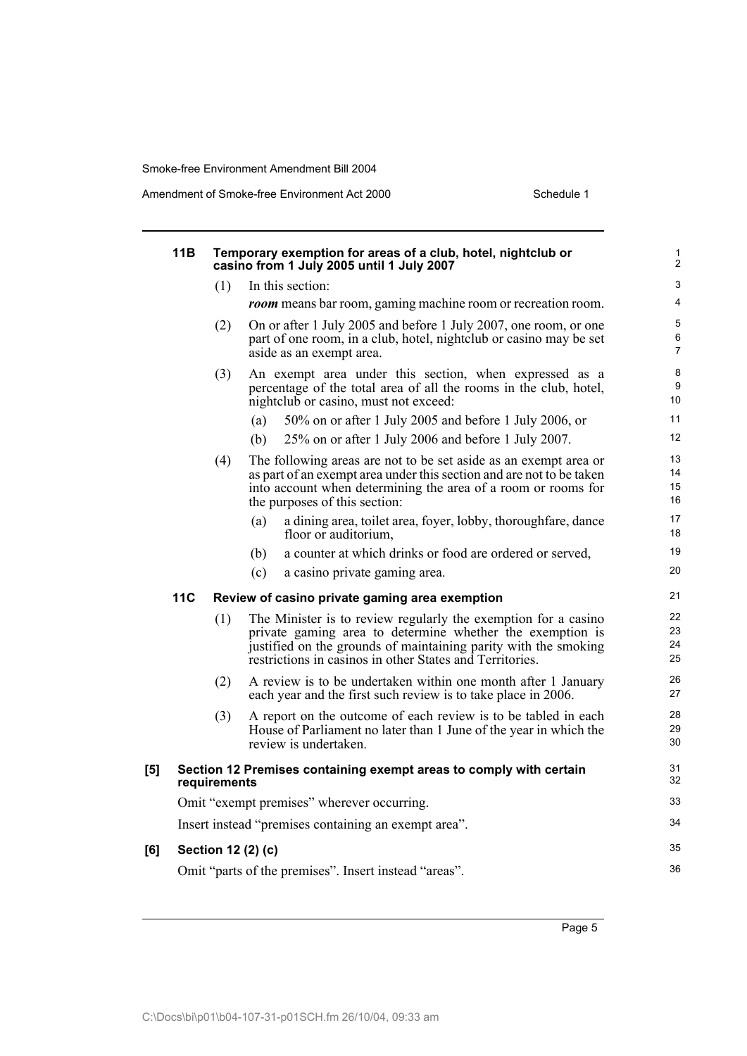**11B Temporary exemption for areas of a club, hotel, nightclub or casino from 1 July 2005 until 1 July 2007**

(1) In this section:

***room*** means bar room, gaming machine room or recreation room.

(2) On or after 1 July 2005 and before 1 July 2007, one room, or one part of one room, in a club, hotel, nightclub or casino may be set aside as an exempt area.

(3) An exempt area under this section, when expressed as a percentage of the total area of all the rooms in the club, hotel, nightclub or casino, must not exceed:

- (a) 50% on or after 1 July 2005 and before 1 July 2006, or
- (b) 25% on or after 1 July 2006 and before 1 July 2007.

(4) The following areas are not to be set aside as an exempt area or as part of an exempt area under this section and are not to be taken into account when determining the area of a room or rooms for the purposes of this section:

- (a) a dining area, toilet area, foyer, lobby, thoroughfare, dance floor or auditorium,
- (b) a counter at which drinks or food are ordered or served,
- (c) a casino private gaming area.

**11C Review of casino private gaming area exemption**

(1) The Minister is to review regularly the exemption for a casino private gaming area to determine whether the exemption is justified on the grounds of maintaining parity with the smoking restrictions in casinos in other States and Territories.

(2) A review is to be undertaken within one month after 1 January each year and the first such review is to take place in 2006.

(3) A report on the outcome of each review is to be tabled in each House of Parliament no later than 1 June of the year in which the review is undertaken.

**[5] Section 12 Premises containing exempt areas to comply with certain requirements**

Omit "exempt premises" wherever occurring.

Insert instead "premises containing an exempt area".

**[6] Section 12 (2) (c)**

Omit "parts of the premises". Insert instead "areas".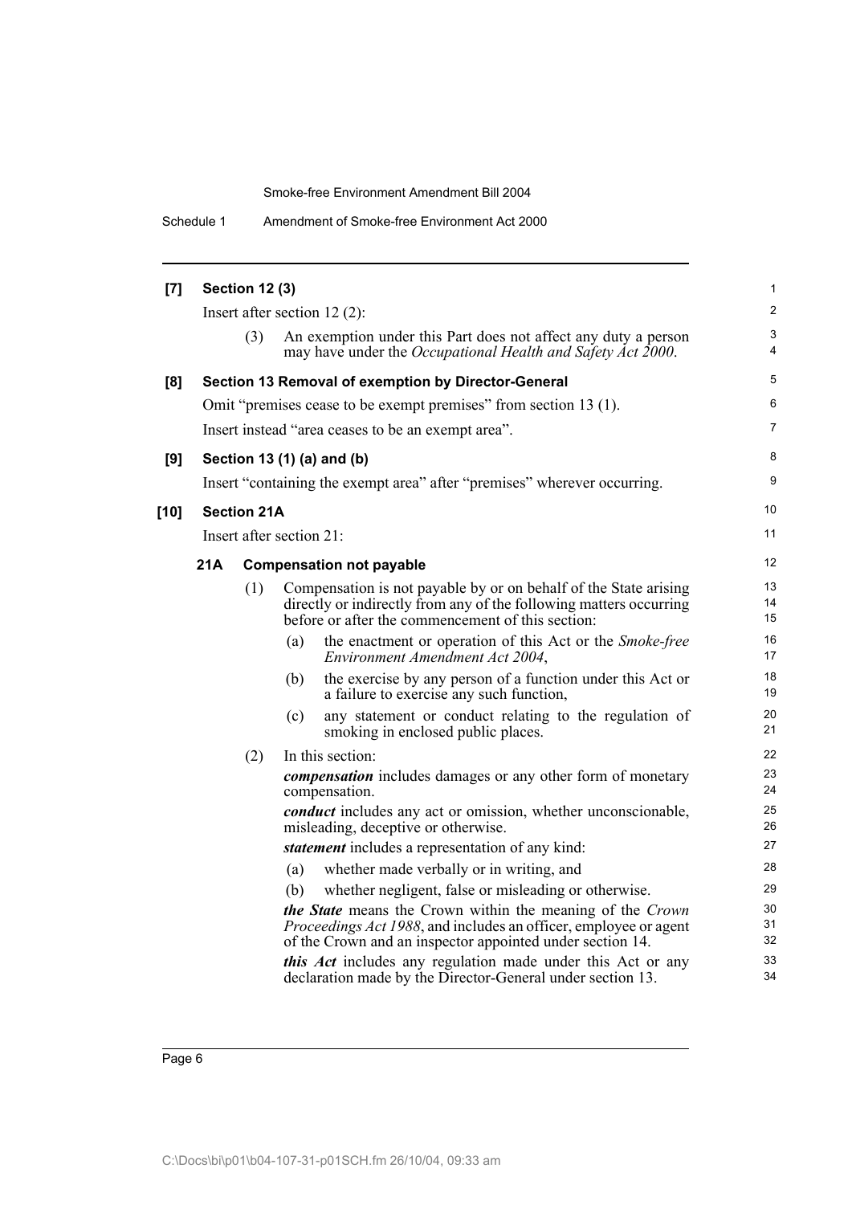**[7] Section 12 (3)**

Insert after section 12 (2):

(3) An exemption under this Part does not affect any duty a person may have under the *Occupational Health and Safety Act 2000*.

**[8] Section 13 Removal of exemption by Director-General**

Omit "premises cease to be exempt premises" from section 13 (1).

Insert instead "area ceases to be an exempt area".

**[9] Section 13 (1) (a) and (b)**

Insert "containing the exempt area" after "premises" wherever occurring.

**[10] Section 21A**

Insert after section 21:

**21A Compensation not payable**

(1) Compensation is not payable by or on behalf of the State arising directly or indirectly from any of the following matters occurring before or after the commencement of this section:

(a) the enactment or operation of this Act or the *Smoke-free Environment Amendment Act 2004*,

(b) the exercise by any person of a function under this Act or a failure to exercise any such function,

(c) any statement or conduct relating to the regulation of smoking in enclosed public places.

(2) In this section:

***compensation*** includes damages or any other form of monetary compensation.

***conduct*** includes any act or omission, whether unconscionable, misleading, deceptive or otherwise.

***statement*** includes a representation of any kind:

(a) whether made verbally or in writing, and

(b) whether negligent, false or misleading or otherwise.

***the State*** means the Crown within the meaning of the *Crown Proceedings Act 1988*, and includes an officer, employee or agent of the Crown and an inspector appointed under section 14.

***this Act*** includes any regulation made under this Act or any declaration made by the Director-General under section 13.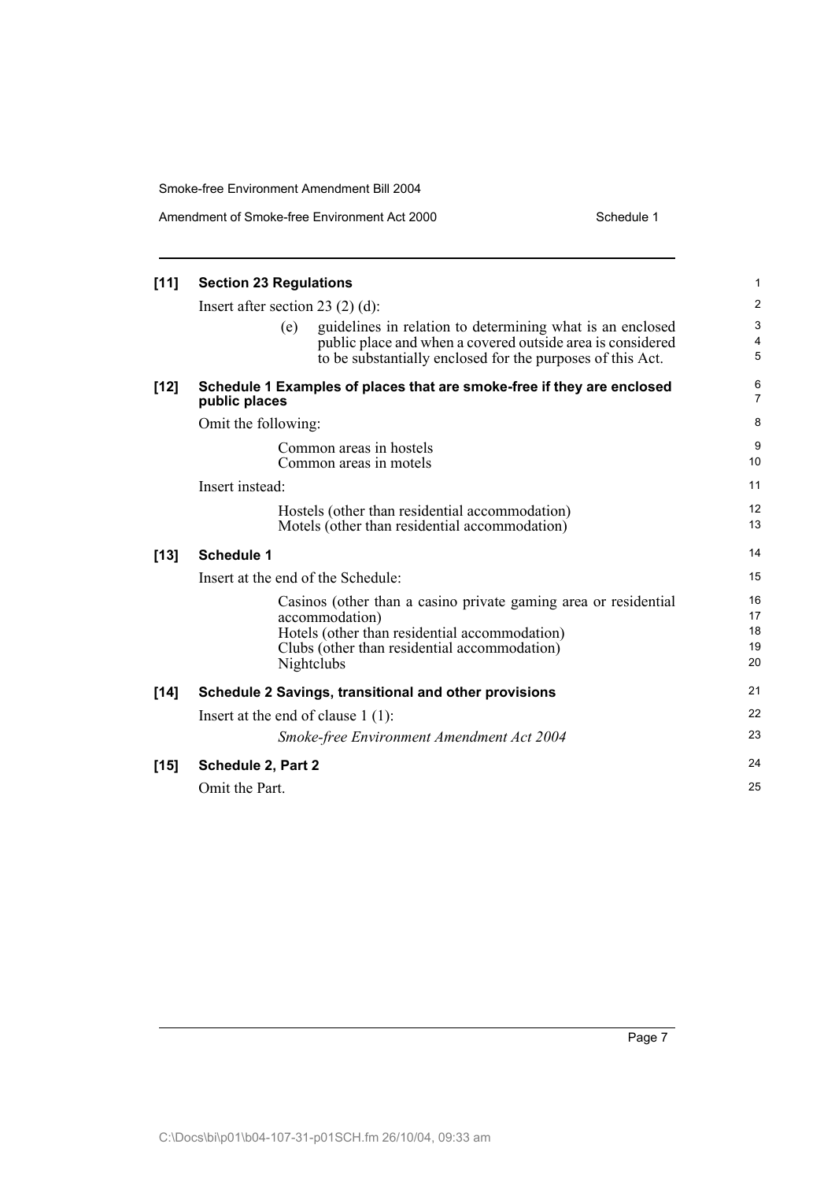**[11] Section 23 Regulations**

Insert after section 23 (2) (d):

> (e) guidelines in relation to determining what is an enclosed public place and when a covered outside area is considered to be substantially enclosed for the purposes of this Act.

**[12] Schedule 1 Examples of places that are smoke-free if they are enclosed public places**

Omit the following:

> Common areas in hostels
> Common areas in motels

Insert instead:

> Hostels (other than residential accommodation)
> Motels (other than residential accommodation)

**[13] Schedule 1**

Insert at the end of the Schedule:

> Casinos (other than a casino private gaming area or residential accommodation)
> Hotels (other than residential accommodation)
> Clubs (other than residential accommodation)
> Nightclubs

**[14] Schedule 2 Savings, transitional and other provisions**

Insert at the end of clause 1 (1):

> *Smoke-free Environment Amendment Act 2004*

**[15] Schedule 2, Part 2**

Omit the Part.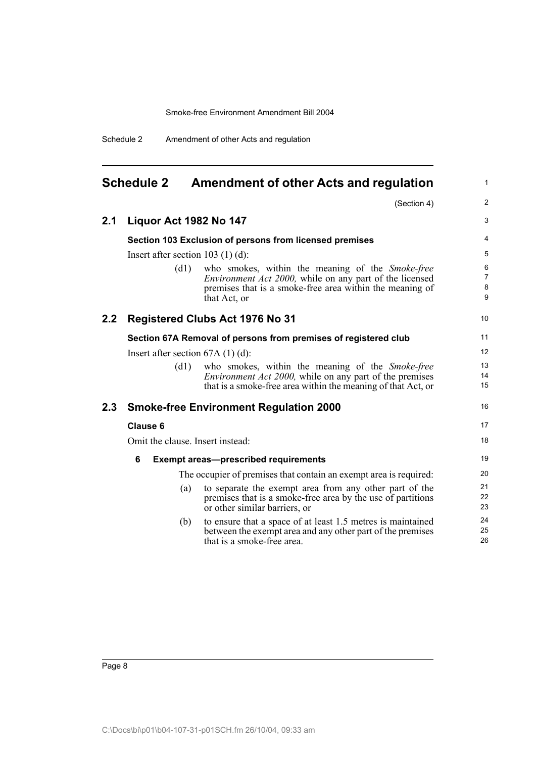# Schedule 2 Amendment of other Acts and regulation

(Section 4)

## 2.1 Liquor Act 1982 No 147

### Section 103 Exclusion of persons from licensed premises

Insert after section 103 (1) (d):

(d1) who smokes, within the meaning of the *Smoke-free Environment Act 2000,* while on any part of the licensed premises that is a smoke-free area within the meaning of that Act, or

## 2.2 Registered Clubs Act 1976 No 31

### Section 67A Removal of persons from premises of registered club

Insert after section 67A (1) (d):

(d1) who smokes, within the meaning of the *Smoke-free Environment Act 2000,* while on any part of the premises that is a smoke-free area within the meaning of that Act, or

## 2.3 Smoke-free Environment Regulation 2000

### Clause 6

Omit the clause. Insert instead:

**6 Exempt areas—prescribed requirements**

The occupier of premises that contain an exempt area is required:

(a) to separate the exempt area from any other part of the premises that is a smoke-free area by the use of partitions or other similar barriers, or

(b) to ensure that a space of at least 1.5 metres is maintained between the exempt area and any other part of the premises that is a smoke-free area.